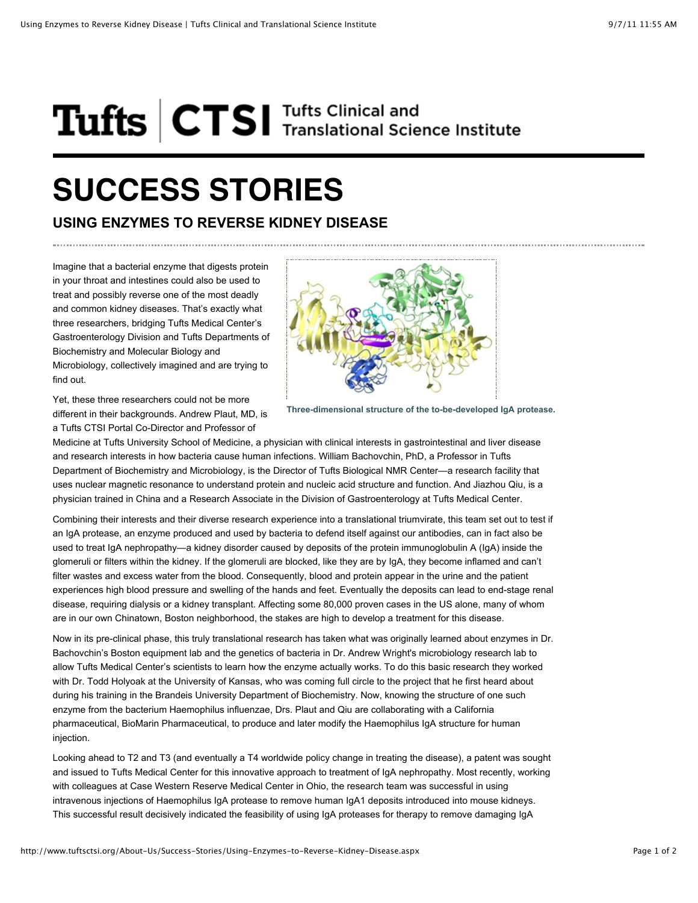# Tufts | CTSI Tufts Clinical and Translational Science Institute

# SUCCESS STORIES

## USING ENZYMES TO REVERSE KIDNEY DISEASE

Imagine that a bacterial enzyme that digests protein in your throat and intestines could also be used to treat and possibly reverse one of the most deadly and common kidney diseases. That's exactly what three researchers, bridging Tufts Medical Center's Gastroenterology Division and Tufts Departments of Biochemistry and Molecular Biology and Microbiology, collectively imagined and are trying to find out.

Three-dimensional structure of the to-be-developed IgA protease.

Yet, these three researchers could not be more different in their backgrounds. Andrew Plaut, MD, is a Tufts CTSI Portal Co-Director and Professor of Medicine at Tufts University School of Medicine, a physician with clinical interests in gastrointestinal and liver disease and research interests in how bacteria cause human infections. William Bachovchin, PhD, a Professor in Tufts Department of Biochemistry and Microbiology, is the Director of Tufts Biological NMR Center—a research facility that uses nuclear magnetic resonance to understand protein and nucleic acid structure and function. And Jiazhou Qiu, is a physician trained in China and a Research Associate in the Division of Gastroenterology at Tufts Medical Center.

Combining their interests and their diverse research experience into a translational triumvirate, this team set out to test if an IgA protease, an enzyme produced and used by bacteria to defend itself against our antibodies, can in fact also be used to treat IgA nephropathy—a kidney disorder caused by deposits of the protein immunoglobulin A (IgA) inside the glomeruli or filters within the kidney. If the glomeruli are blocked, like they are by IgA, they become inflamed and can't filter wastes and excess water from the blood. Consequently, blood and protein appear in the urine and the patient experiences high blood pressure and swelling of the hands and feet. Eventually the deposits can lead to end-stage renal disease, requiring dialysis or a kidney transplant. Affecting some 80,000 proven cases in the US alone, many of whom are in our own Chinatown, Boston neighborhood, the stakes are high to develop a treatment for this disease.

Now in its pre-clinical phase, this truly translational research has taken what was originally learned about enzymes in Dr. Bachovchin's Boston equipment lab and the genetics of bacteria in Dr. Andrew Wright's microbiology research lab to allow Tufts Medical Center's scientists to learn how the enzyme actually works. To do this basic research they worked with Dr. Todd Holyoak at the University of Kansas, who was coming full circle to the project that he first heard about during his training in the Brandeis University Department of Biochemistry. Now, knowing the structure of one such enzyme from the bacterium Haemophilus influenzae, Drs. Plaut and Qiu are collaborating with a California pharmaceutical, BioMarin Pharmaceutical, to produce and later modify the Haemophilus IgA structure for human injection.

Looking ahead to T2 and T3 (and eventually a T4 worldwide policy change in treating the disease), a patent was sought and issued to Tufts Medical Center for this innovative approach to treatment of IgA nephropathy. Most recently, working with colleagues at Case Western Reserve Medical Center in Ohio, the research team was successful in using intravenous injections of Haemophilus IgA protease to remove human IgA1 deposits introduced into mouse kidneys. This successful result decisively indicated the feasibility of using IgA proteases for therapy to remove damaging IgA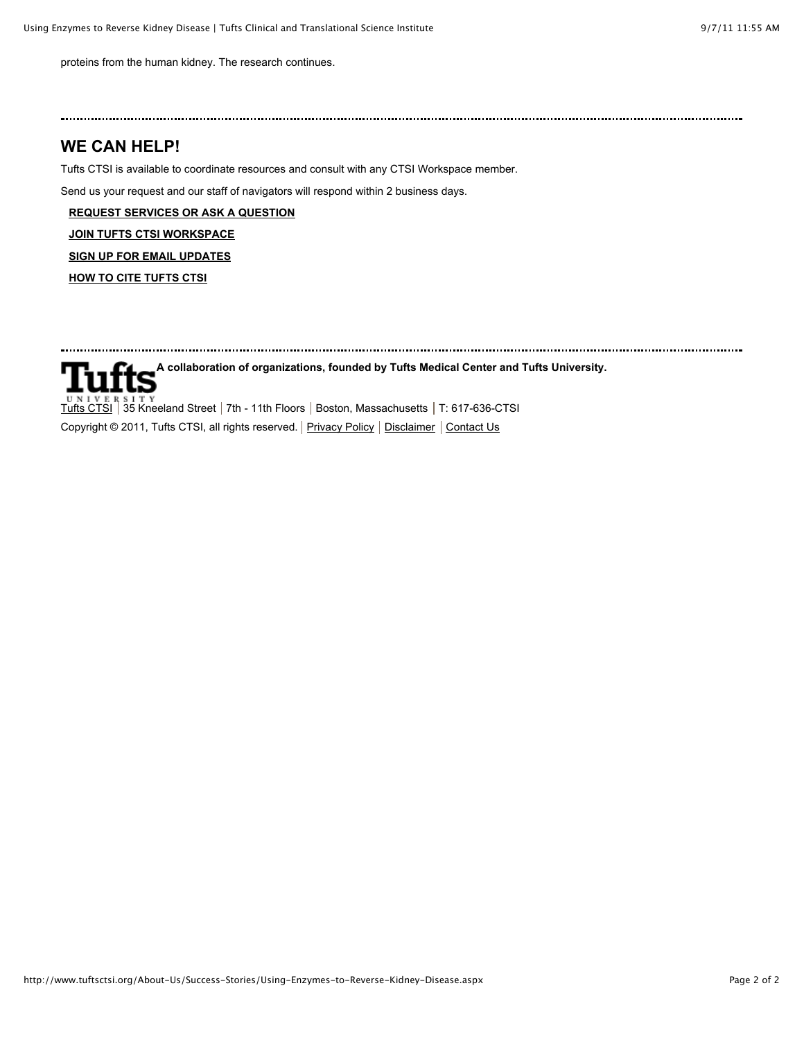proteins from the human kidney. The research continues.

## WE CAN HELP!

Tufts CTSI is available to coordinate resources and consult with any CTSI Workspace member.

Send us your request and our staff of navigators will respond within 2 business days.

**REQUEST SERVICES OR ASK A QUESTION**

**JOIN TUFTS CTSI WORKSPACE**

**SIGN UP FOR EMAIL UPDATES**

**HOW TO CITE TUFTS CTSI**

**A collaboration of organizations, founded by Tufts Medical Center and Tufts University.**

Tufts CTSI | 35 Kneeland Street | 7th - 11th Floors | Boston, Massachusetts | T: 617-636-CTSI

Copyright © 2011, Tufts CTSI, all rights reserved. | Privacy Policy | Disclaimer | Contact Us